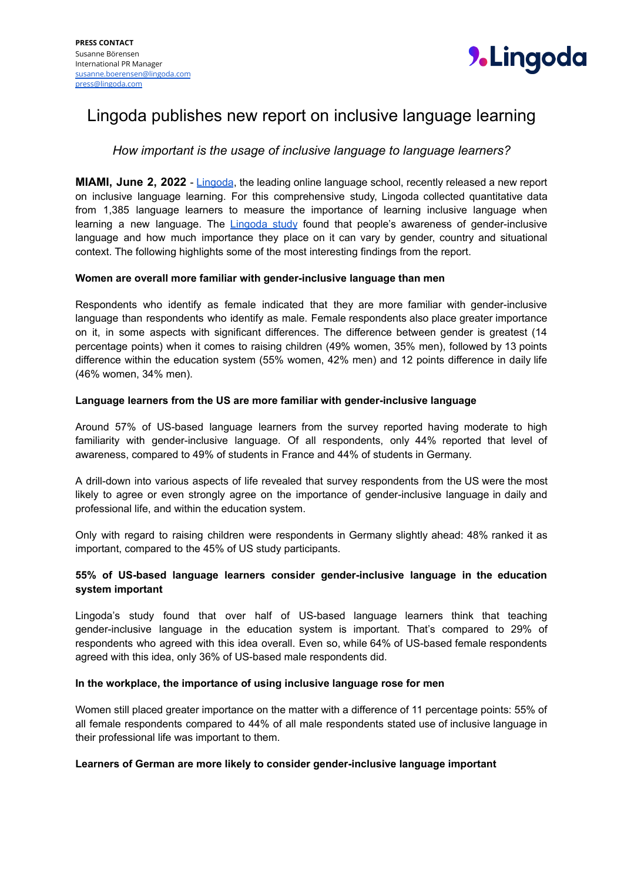**PRESS CONTACT**
Susanne Börensen
International PR Manager
susanne.boerensen@lingoda.com
press@lingoda.com

# Lingoda publishes new report on inclusive language learning

*How important is the usage of inclusive language to language learners?*

**MIAMI, June 2, 2022** - Lingoda, the leading online language school, recently released a new report on inclusive language learning. For this comprehensive study, Lingoda collected quantitative data from 1,385 language learners to measure the importance of learning inclusive language when learning a new language. The Lingoda study found that people's awareness of gender-inclusive language and how much importance they place on it can vary by gender, country and situational context. The following highlights some of the most interesting findings from the report.

**Women are overall more familiar with gender-inclusive language than men**

Respondents who identify as female indicated that they are more familiar with gender-inclusive language than respondents who identify as male. Female respondents also place greater importance on it, in some aspects with significant differences. The difference between gender is greatest (14 percentage points) when it comes to raising children (49% women, 35% men), followed by 13 points difference within the education system (55% women, 42% men) and 12 points difference in daily life (46% women, 34% men).

**Language learners from the US are more familiar with gender-inclusive language**

Around 57% of US-based language learners from the survey reported having moderate to high familiarity with gender-inclusive language. Of all respondents, only 44% reported that level of awareness, compared to 49% of students in France and 44% of students in Germany.

A drill-down into various aspects of life revealed that survey respondents from the US were the most likely to agree or even strongly agree on the importance of gender-inclusive language in daily and professional life, and within the education system.

Only with regard to raising children were respondents in Germany slightly ahead: 48% ranked it as important, compared to the 45% of US study participants.

**55% of US-based language learners consider gender-inclusive language in the education system important**

Lingoda's study found that over half of US-based language learners think that teaching gender-inclusive language in the education system is important. That's compared to 29% of respondents who agreed with this idea overall. Even so, while 64% of US-based female respondents agreed with this idea, only 36% of US-based male respondents did.

**In the workplace, the importance of using inclusive language rose for men**

Women still placed greater importance on the matter with a difference of 11 percentage points: 55% of all female respondents compared to 44% of all male respondents stated use of inclusive language in their professional life was important to them.

**Learners of German are more likely to consider gender-inclusive language important**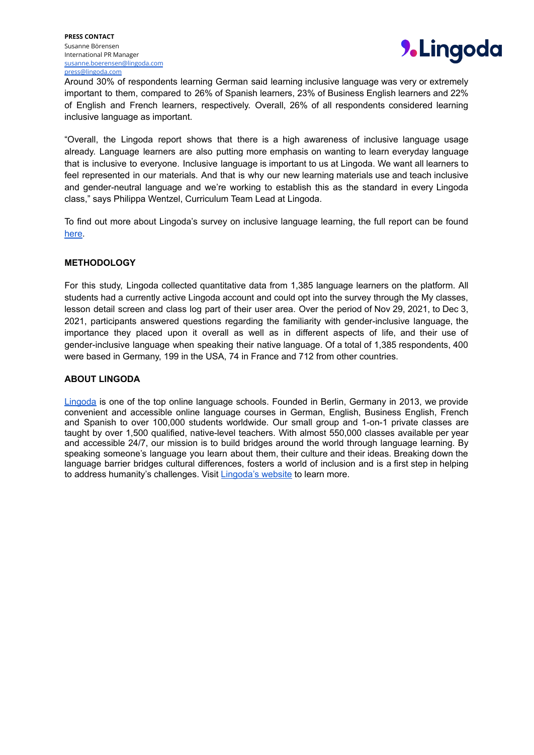**PRESS CONTACT**
Susanne Börensen
International PR Manager
[susanne.boerensen@lingoda.com](mailto:susanne.boerensen@lingoda.com)
[press@lingoda.com](mailto:press@lingoda.com)

Around 30% of respondents learning German said learning inclusive language was very or extremely important to them, compared to 26% of Spanish learners, 23% of Business English learners and 22% of English and French learners, respectively. Overall, 26% of all respondents considered learning inclusive language as important.

"Overall, the Lingoda report shows that there is a high awareness of inclusive language usage already. Language learners are also putting more emphasis on wanting to learn everyday language that is inclusive to everyone. Inclusive language is important to us at Lingoda. We want all learners to feel represented in our materials. And that is why our new learning materials use and teach inclusive and gender-neutral language and we're working to establish this as the standard in every Lingoda class," says Philippa Wentzel, Curriculum Team Lead at Lingoda.

To find out more about Lingoda's survey on inclusive language learning, the full report can be found here.

**METHODOLOGY**

For this study, Lingoda collected quantitative data from 1,385 language learners on the platform. All students had a currently active Lingoda account and could opt into the survey through the My classes, lesson detail screen and class log part of their user area. Over the period of Nov 29, 2021, to Dec 3, 2021, participants answered questions regarding the familiarity with gender-inclusive language, the importance they placed upon it overall as well as in different aspects of life, and their use of gender-inclusive language when speaking their native language. Of a total of 1,385 respondents, 400 were based in Germany, 199 in the USA, 74 in France and 712 from other countries.

**ABOUT LINGODA**

Lingoda is one of the top online language schools. Founded in Berlin, Germany in 2013, we provide convenient and accessible online language courses in German, English, Business English, French and Spanish to over 100,000 students worldwide. Our small group and 1-on-1 private classes are taught by over 1,500 qualified, native-level teachers. With almost 550,000 classes available per year and accessible 24/7, our mission is to build bridges around the world through language learning. By speaking someone's language you learn about them, their culture and their ideas. Breaking down the language barrier bridges cultural differences, fosters a world of inclusion and is a first step in helping to address humanity's challenges. Visit Lingoda's website to learn more.